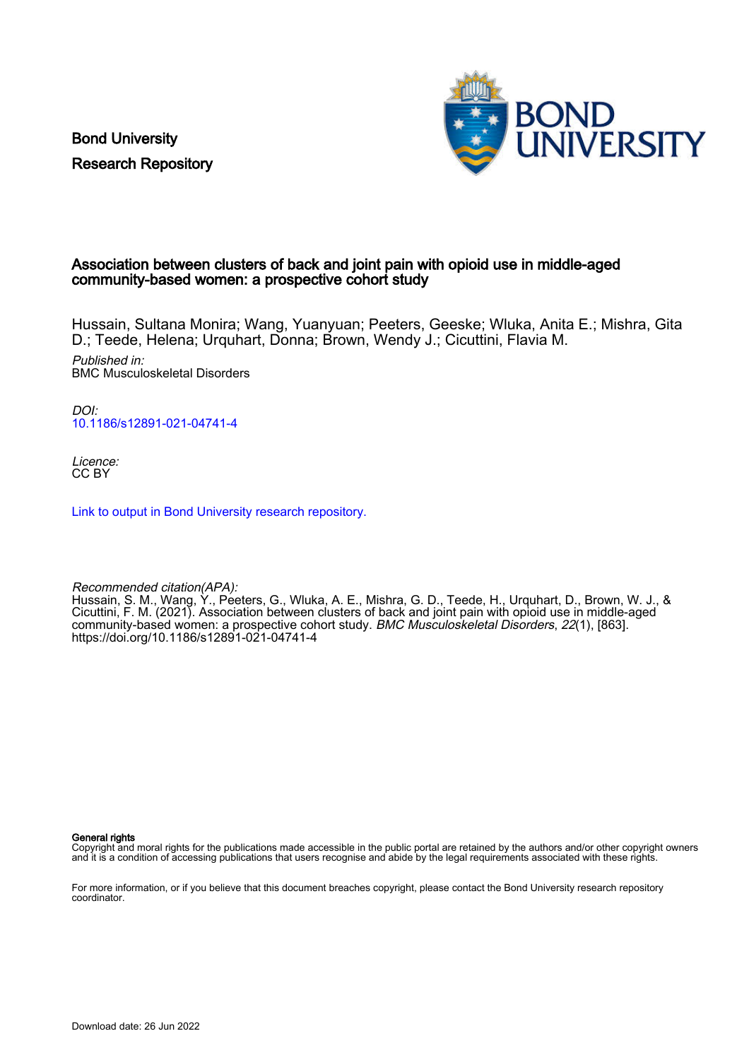Bond University
Research Repository

# Association between clusters of back and joint pain with opioid use in middle-aged community-based women: a prospective cohort study

Hussain, Sultana Monira; Wang, Yuanyuan; Peeters, Geeske; Wluka, Anita E.; Mishra, Gita D.; Teede, Helena; Urquhart, Donna; Brown, Wendy J.; Cicuttini, Flavia M.

*Published in:*
BMC Musculoskeletal Disorders

*DOI:*
10.1186/s12891-021-04741-4

*Licence:*
CC BY

Link to output in Bond University research repository.

*Recommended citation(APA):*
Hussain, S. M., Wang, Y., Peeters, G., Wluka, A. E., Mishra, G. D., Teede, H., Urquhart, D., Brown, W. J., & Cicuttini, F. M. (2021). Association between clusters of back and joint pain with opioid use in middle-aged community-based women: a prospective cohort study. *BMC Musculoskeletal Disorders*, *22*(1), [863]. https://doi.org/10.1186/s12891-021-04741-4

**General rights**
Copyright and moral rights for the publications made accessible in the public portal are retained by the authors and/or other copyright owners and it is a condition of accessing publications that users recognise and abide by the legal requirements associated with these rights.

For more information, or if you believe that this document breaches copyright, please contact the Bond University research repository coordinator.

Download date: 26 Jun 2022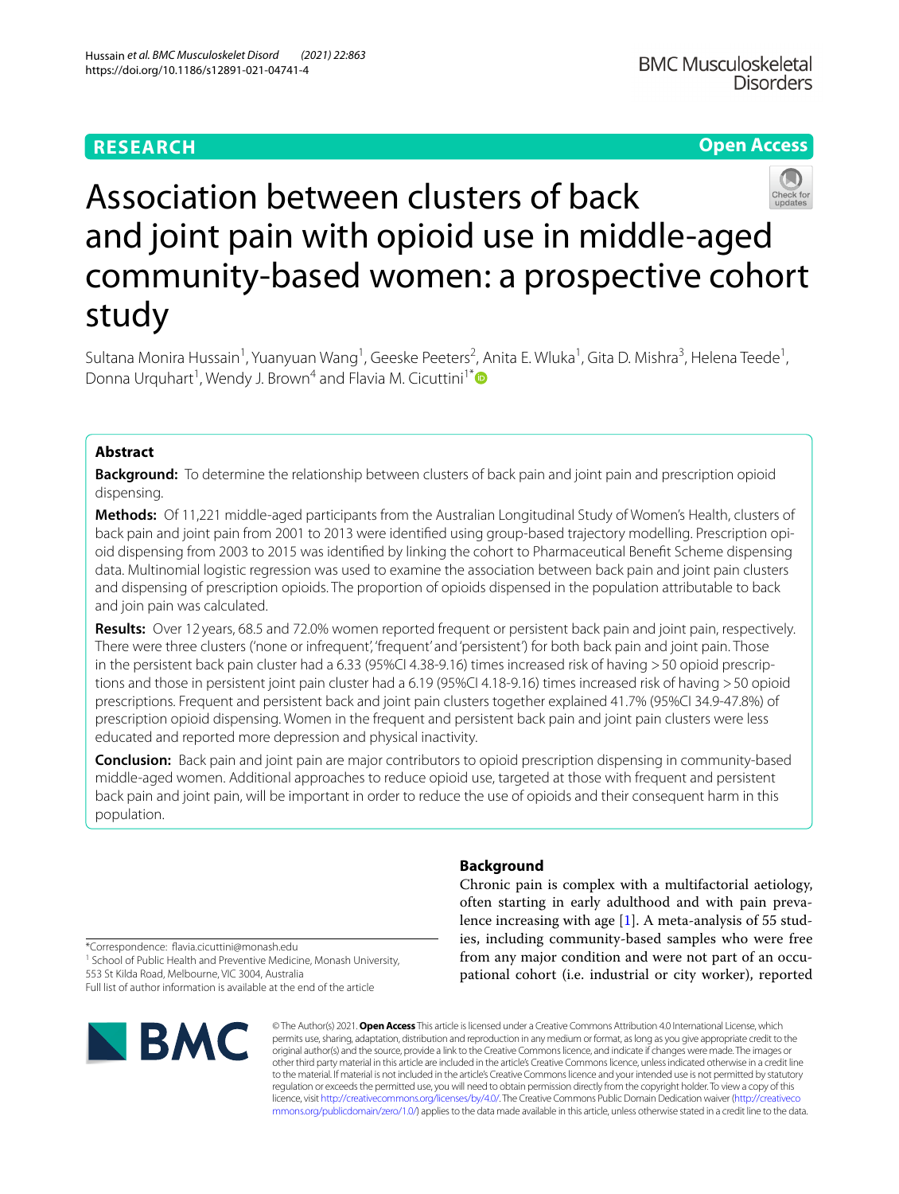# Association between clusters of back and joint pain with opioid use in middle-aged community-based women: a prospective cohort study

Sultana Monira Hussain[1], Yuanyuan Wang[1], Geeske Peeters[2], Anita E. Wluka[1], Gita D. Mishra[3], Helena Teede[1], Donna Urquhart[1], Wendy J. Brown[4] and Flavia M. Cicuttini[1*]

## Abstract

**Background:** To determine the relationship between clusters of back pain and joint pain and prescription opioid dispensing.

**Methods:** Of 11,221 middle-aged participants from the Australian Longitudinal Study of Women's Health, clusters of back pain and joint pain from 2001 to 2013 were identified using group-based trajectory modelling. Prescription opioid dispensing from 2003 to 2015 was identified by linking the cohort to Pharmaceutical Benefit Scheme dispensing data. Multinomial logistic regression was used to examine the association between back pain and joint pain clusters and dispensing of prescription opioids. The proportion of opioids dispensed in the population attributable to back and join pain was calculated.

**Results:** Over 12 years, 68.5 and 72.0% women reported frequent or persistent back pain and joint pain, respectively. There were three clusters ('none or infrequent', 'frequent' and 'persistent') for both back pain and joint pain. Those in the persistent back pain cluster had a 6.33 (95%CI 4.38-9.16) times increased risk of having > 50 opioid prescriptions and those in persistent joint pain cluster had a 6.19 (95%CI 4.18-9.16) times increased risk of having > 50 opioid prescriptions. Frequent and persistent back and joint pain clusters together explained 41.7% (95%CI 34.9-47.8%) of prescription opioid dispensing. Women in the frequent and persistent back pain and joint pain clusters were less educated and reported more depression and physical inactivity.

**Conclusion:** Back pain and joint pain are major contributors to opioid prescription dispensing in community-based middle-aged women. Additional approaches to reduce opioid use, targeted at those with frequent and persistent back pain and joint pain, will be important in order to reduce the use of opioids and their consequent harm in this population.

## Background

Chronic pain is complex with a multifactorial aetiology, often starting in early adulthood and with pain prevalence increasing with age [1]. A meta-analysis of 55 studies, including community-based samples who were free from any major condition and were not part of an occupational cohort (i.e. industrial or city worker), reported

*Correspondence: flavia.cicuttini@monash.edu
[1] School of Public Health and Preventive Medicine, Monash University, 553 St Kilda Road, Melbourne, VIC 3004, Australia
Full list of author information is available at the end of the article

© The Author(s) 2021. **Open Access** This article is licensed under a Creative Commons Attribution 4.0 International License, which permits use, sharing, adaptation, distribution and reproduction in any medium or format, as long as you give appropriate credit to the original author(s) and the source, provide a link to the Creative Commons licence, and indicate if changes were made. The images or other third party material in this article are included in the article's Creative Commons licence, unless indicated otherwise in a credit line to the material. If material is not included in the article's Creative Commons licence and your intended use is not permitted by statutory regulation or exceeds the permitted use, you will need to obtain permission directly from the copyright holder. To view a copy of this licence, visit http://creativecommons.org/licenses/by/4.0/. The Creative Commons Public Domain Dedication waiver (http://creativecommons.org/publicdomain/zero/1.0/) applies to the data made available in this article, unless otherwise stated in a credit line to the data.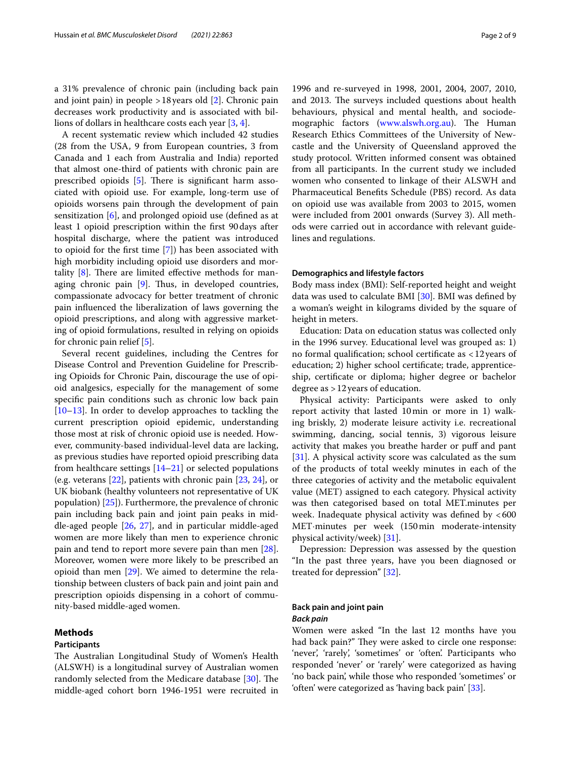a 31% prevalence of chronic pain (including back pain and joint pain) in people >18 years old [2]. Chronic pain decreases work productivity and is associated with billions of dollars in healthcare costs each year [3, 4].

A recent systematic review which included 42 studies (28 from the USA, 9 from European countries, 3 from Canada and 1 each from Australia and India) reported that almost one-third of patients with chronic pain are prescribed opioids [5]. There is significant harm associated with opioid use. For example, long-term use of opioids worsens pain through the development of pain sensitization [6], and prolonged opioid use (defined as at least 1 opioid prescription within the first 90 days after hospital discharge, where the patient was introduced to opioid for the first time [7]) has been associated with high morbidity including opioid use disorders and mortality [8]. There are limited effective methods for managing chronic pain [9]. Thus, in developed countries, compassionate advocacy for better treatment of chronic pain influenced the liberalization of laws governing the opioid prescriptions, and along with aggressive marketing of opioid formulations, resulted in relying on opioids for chronic pain relief [5].

Several recent guidelines, including the Centres for Disease Control and Prevention Guideline for Prescribing Opioids for Chronic Pain, discourage the use of opioid analgesics, especially for the management of some specific pain conditions such as chronic low back pain [10–13]. In order to develop approaches to tackling the current prescription opioid epidemic, understanding those most at risk of chronic opioid use is needed. However, community-based individual-level data are lacking, as previous studies have reported opioid prescribing data from healthcare settings [14–21] or selected populations (e.g. veterans [22], patients with chronic pain [23, 24], or UK biobank (healthy volunteers not representative of UK population) [25]). Furthermore, the prevalence of chronic pain including back pain and joint pain peaks in middle-aged people [26, 27], and in particular middle-aged women are more likely than men to experience chronic pain and tend to report more severe pain than men [28]. Moreover, women were more likely to be prescribed an opioid than men [29]. We aimed to determine the relationship between clusters of back pain and joint pain and prescription opioids dispensing in a cohort of community-based middle-aged women.

## Methods

### Participants

The Australian Longitudinal Study of Women's Health (ALSWH) is a longitudinal survey of Australian women randomly selected from the Medicare database [30]. The middle-aged cohort born 1946-1951 were recruited in 1996 and re-surveyed in 1998, 2001, 2004, 2007, 2010, and 2013. The surveys included questions about health behaviours, physical and mental health, and sociodemographic factors (www.alswh.org.au). The Human Research Ethics Committees of the University of Newcastle and the University of Queensland approved the study protocol. Written informed consent was obtained from all participants. In the current study we included women who consented to linkage of their ALSWH and Pharmaceutical Benefits Schedule (PBS) record. As data on opioid use was available from 2003 to 2015, women were included from 2001 onwards (Survey 3). All methods were carried out in accordance with relevant guidelines and regulations.

### Demographics and lifestyle factors

Body mass index (BMI): Self-reported height and weight data was used to calculate BMI [30]. BMI was defined by a woman's weight in kilograms divided by the square of height in meters.

Education: Data on education status was collected only in the 1996 survey. Educational level was grouped as: 1) no formal qualification; school certificate as <12 years of education; 2) higher school certificate; trade, apprenticeship, certificate or diploma; higher degree or bachelor degree as >12 years of education.

Physical activity: Participants were asked to only report activity that lasted 10 min or more in 1) walking briskly, 2) moderate leisure activity i.e. recreational swimming, dancing, social tennis, 3) vigorous leisure activity that makes you breathe harder or puff and pant [31]. A physical activity score was calculated as the sum of the products of total weekly minutes in each of the three categories of activity and the metabolic equivalent value (MET) assigned to each category. Physical activity was then categorised based on total MET.minutes per week. Inadequate physical activity was defined by <600 MET·minutes per week (150 min moderate-intensity physical activity/week) [31].

Depression: Depression was assessed by the question "In the past three years, have you been diagnosed or treated for depression" [32].

### Back pain and joint pain

#### *Back pain*

Women were asked "In the last 12 months have you had back pain?" They were asked to circle one response: 'never', 'rarely', 'sometimes' or 'often'. Participants who responded 'never' or 'rarely' were categorized as having 'no back pain', while those who responded 'sometimes' or 'often' were categorized as 'having back pain' [33].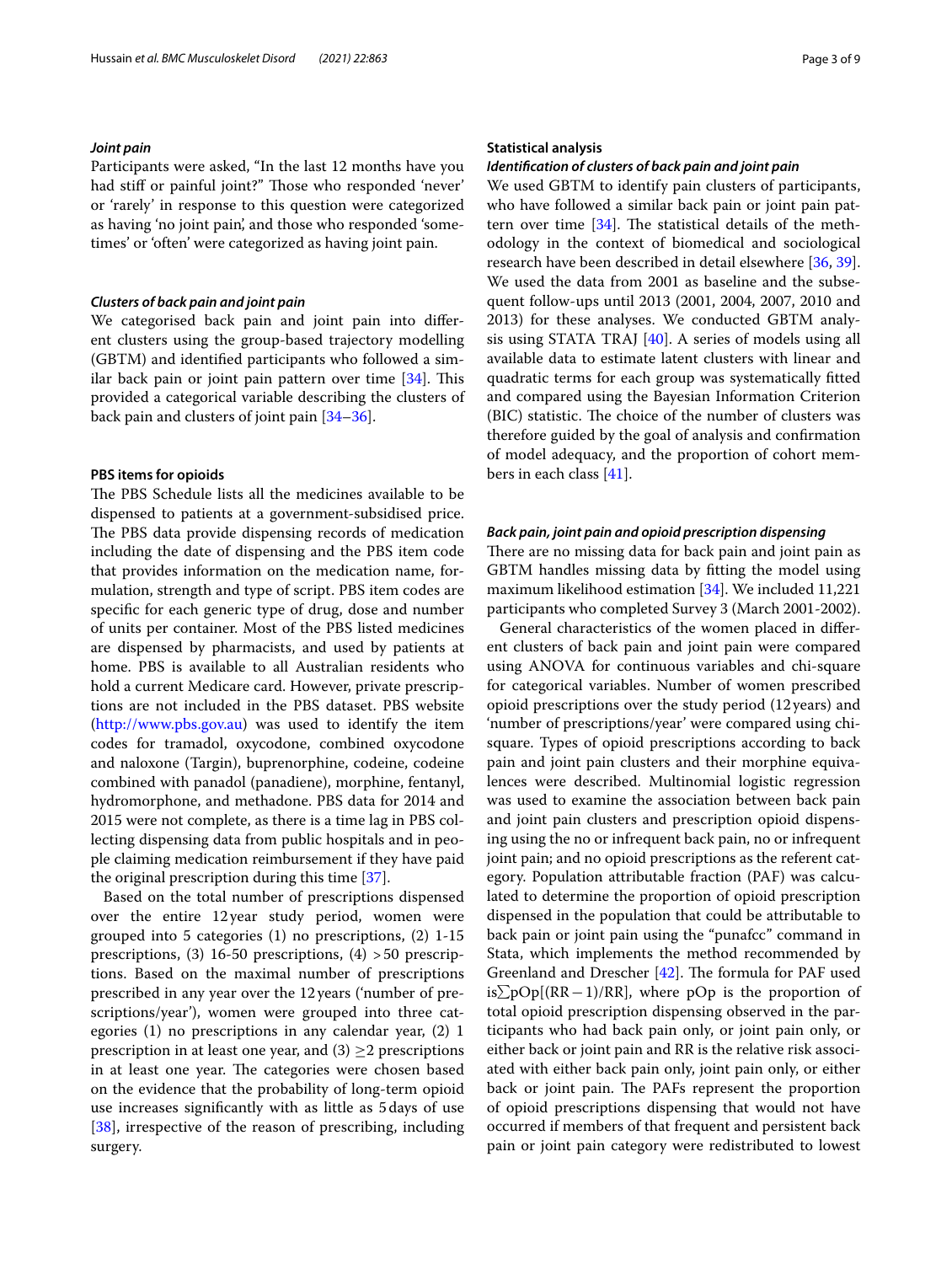#### *Joint pain*

Participants were asked, "In the last 12 months have you had stiff or painful joint?" Those who responded 'never' or 'rarely' in response to this question were categorized as having 'no joint pain', and those who responded 'sometimes' or 'often' were categorized as having joint pain.

#### *Clusters of back pain and joint pain*

We categorised back pain and joint pain into different clusters using the group-based trajectory modelling (GBTM) and identified participants who followed a similar back pain or joint pain pattern over time [34]. This provided a categorical variable describing the clusters of back pain and clusters of joint pain [34–36].

#### PBS items for opioids

The PBS Schedule lists all the medicines available to be dispensed to patients at a government-subsidised price. The PBS data provide dispensing records of medication including the date of dispensing and the PBS item code that provides information on the medication name, formulation, strength and type of script. PBS item codes are specific for each generic type of drug, dose and number of units per container. Most of the PBS listed medicines are dispensed by pharmacists, and used by patients at home. PBS is available to all Australian residents who hold a current Medicare card. However, private prescriptions are not included in the PBS dataset. PBS website (http://www.pbs.gov.au) was used to identify the item codes for tramadol, oxycodone, combined oxycodone and naloxone (Targin), buprenorphine, codeine, codeine combined with panadol (panadiene), morphine, fentanyl, hydromorphone, and methadone. PBS data for 2014 and 2015 were not complete, as there is a time lag in PBS collecting dispensing data from public hospitals and in people claiming medication reimbursement if they have paid the original prescription during this time [37].

Based on the total number of prescriptions dispensed over the entire 12 year study period, women were grouped into 5 categories (1) no prescriptions, (2) 1-15 prescriptions, (3) 16-50 prescriptions, (4) >50 prescriptions. Based on the maximal number of prescriptions prescribed in any year over the 12 years ('number of prescriptions/year'), women were grouped into three categories (1) no prescriptions in any calendar year, (2) 1 prescription in at least one year, and (3) ≥2 prescriptions in at least one year. The categories were chosen based on the evidence that the probability of long-term opioid use increases significantly with as little as 5 days of use [38], irrespective of the reason of prescribing, including surgery.

### Statistical analysis

#### *Identification of clusters of back pain and joint pain*

We used GBTM to identify pain clusters of participants, who have followed a similar back pain or joint pain pattern over time [34]. The statistical details of the methodology in the context of biomedical and sociological research have been described in detail elsewhere [36, 39]. We used the data from 2001 as baseline and the subsequent follow-ups until 2013 (2001, 2004, 2007, 2010 and 2013) for these analyses. We conducted GBTM analysis using STATA TRAJ [40]. A series of models using all available data to estimate latent clusters with linear and quadratic terms for each group was systematically fitted and compared using the Bayesian Information Criterion (BIC) statistic. The choice of the number of clusters was therefore guided by the goal of analysis and confirmation of model adequacy, and the proportion of cohort members in each class [41].

#### *Back pain, joint pain and opioid prescription dispensing*

There are no missing data for back pain and joint pain as GBTM handles missing data by fitting the model using maximum likelihood estimation [34]. We included 11,221 participants who completed Survey 3 (March 2001-2002).

General characteristics of the women placed in different clusters of back pain and joint pain were compared using ANOVA for continuous variables and chi-square for categorical variables. Number of women prescribed opioid prescriptions over the study period (12 years) and 'number of prescriptions/year' were compared using chi-square. Types of opioid prescriptions according to back pain and joint pain clusters and their morphine equivalences were described. Multinomial logistic regression was used to examine the association between back pain and joint pain clusters and prescription opioid dispensing using the no or infrequent back pain, no or infrequent joint pain; and no opioid prescriptions as the referent category. Population attributable fraction (PAF) was calculated to determine the proportion of opioid prescription dispensed in the population that could be attributable to back pain or joint pain using the "punafcc" command in Stata, which implements the method recommended by Greenland and Drescher [42]. The formula for PAF used is $\sum pOp[(RR-1)/RR]$, where pOp is the proportion of total opioid prescription dispensing observed in the participants who had back pain only, or joint pain only, or either back or joint pain and RR is the relative risk associated with either back pain only, joint pain only, or either back or joint pain. The PAFs represent the proportion of opioid prescriptions dispensing that would not have occurred if members of that frequent and persistent back pain or joint pain category were redistributed to lowest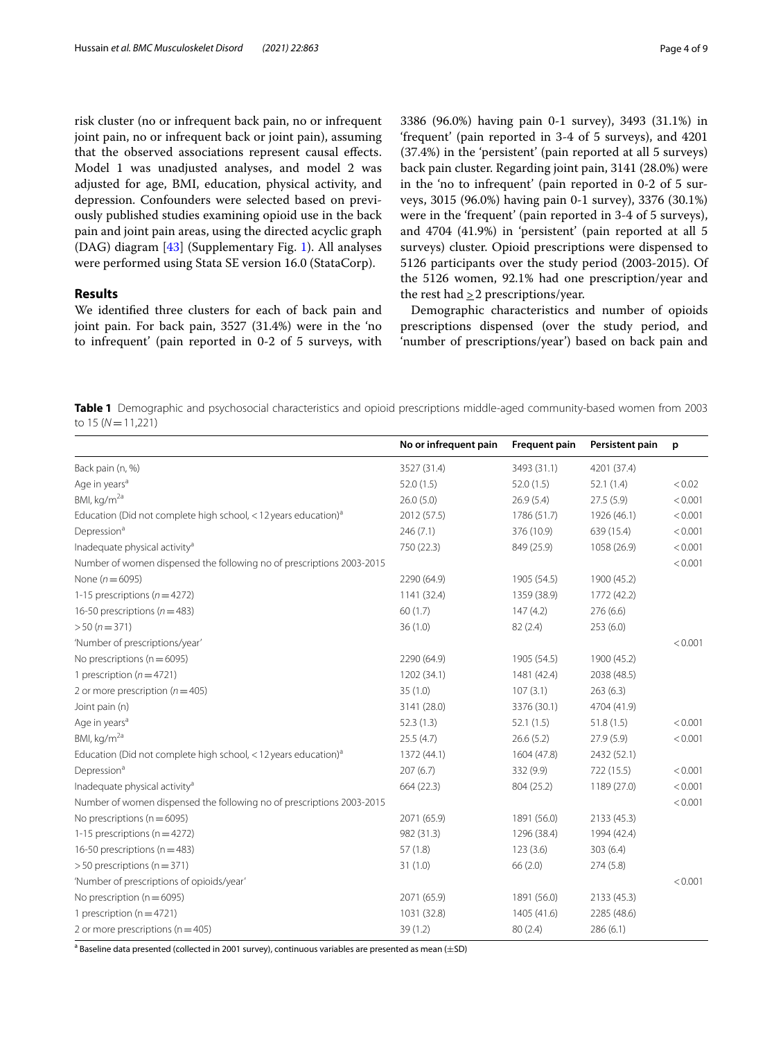risk cluster (no or infrequent back pain, no or infrequent joint pain, no or infrequent back or joint pain), assuming that the observed associations represent causal effects. Model 1 was unadjusted analyses, and model 2 was adjusted for age, BMI, education, physical activity, and depression. Confounders were selected based on previously published studies examining opioid use in the back pain and joint pain areas, using the directed acyclic graph (DAG) diagram [43] (Supplementary Fig. 1). All analyses were performed using Stata SE version 16.0 (StataCorp).

## Results

We identified three clusters for each of back pain and joint pain. For back pain, 3527 (31.4%) were in the 'no to infrequent' (pain reported in 0-2 of 5 surveys, with 3386 (96.0%) having pain 0-1 survey), 3493 (31.1%) in 'frequent' (pain reported in 3-4 of 5 surveys), and 4201 (37.4%) in the 'persistent' (pain reported at all 5 surveys) back pain cluster. Regarding joint pain, 3141 (28.0%) were in the 'no to infrequent' (pain reported in 0-2 of 5 surveys, 3015 (96.0%) having pain 0-1 survey), 3376 (30.1%) were in the 'frequent' (pain reported in 3-4 of 5 surveys), and 4704 (41.9%) in 'persistent' (pain reported at all 5 surveys) cluster. Opioid prescriptions were dispensed to 5126 participants over the study period (2003-2015). Of the 5126 women, 92.1% had one prescription/year and the rest had ≥2 prescriptions/year.

Demographic characteristics and number of opioids prescriptions dispensed (over the study period, and 'number of prescriptions/year') based on back pain and

**Table 1** Demographic and psychosocial characteristics and opioid prescriptions middle-aged community-based women from 2003 to 15 ($N$ = 11,221)

| | No or infrequent pain | Frequent pain | Persistent pain | p |
|---|---|---|---|---|
| Back pain (n, %) | 3527 (31.4) | 3493 (31.1) | 4201 (37.4) | |
| Age in years[a] | 52.0 (1.5) | 52.0 (1.5) | 52.1 (1.4) | < 0.02 |
| BMI, kg/m$^{2}$[a] | 26.0 (5.0) | 26.9 (5.4) | 27.5 (5.9) | < 0.001 |
| Education (Did not complete high school, < 12 years education)[a] | 2012 (57.5) | 1786 (51.7) | 1926 (46.1) | < 0.001 |
| Depression[a] | 246 (7.1) | 376 (10.9) | 639 (15.4) | < 0.001 |
| Inadequate physical activity[a] | 750 (22.3) | 849 (25.9) | 1058 (26.9) | < 0.001 |
| Number of women dispensed the following no of prescriptions 2003-2015 | | | | < 0.001 |
| None ($n$ = 6095) | 2290 (64.9) | 1905 (54.5) | 1900 (45.2) | |
| 1-15 prescriptions ($n$ = 4272) | 1141 (32.4) | 1359 (38.9) | 1772 (42.2) | |
| 16-50 prescriptions ($n$ = 483) | 60 (1.7) | 147 (4.2) | 276 (6.6) | |
| > 50 ($n$ = 371) | 36 (1.0) | 82 (2.4) | 253 (6.0) | |
| 'Number of prescriptions/year' | | | | < 0.001 |
| No prescriptions (n = 6095) | 2290 (64.9) | 1905 (54.5) | 1900 (45.2) | |
| 1 prescription ($n$ = 4721) | 1202 (34.1) | 1481 (42.4) | 2038 (48.5) | |
| 2 or more prescription ($n$ = 405) | 35 (1.0) | 107 (3.1) | 263 (6.3) | |
| Joint pain (n) | 3141 (28.0) | 3376 (30.1) | 4704 (41.9) | |
| Age in years[a] | 52.3 (1.3) | 52.1 (1.5) | 51.8 (1.5) | < 0.001 |
| BMI, kg/m$^{2}$[a] | 25.5 (4.7) | 26.6 (5.2) | 27.9 (5.9) | < 0.001 |
| Education (Did not complete high school, < 12 years education)[a] | 1372 (44.1) | 1604 (47.8) | 2432 (52.1) | < 0.001 |
| Depression[a] | 207 (6.7) | 332 (9.9) | 722 (15.5) | < 0.001 |
| Inadequate physical activity[a] | 664 (22.3) | 804 (25.2) | 1189 (27.0) | < 0.001 |
| Number of women dispensed the following no of prescriptions 2003-2015 | | | | < 0.001 |
| No prescriptions (n = 6095) | 2071 (65.9) | 1891 (56.0) | 2133 (45.3) | |
| 1-15 prescriptions (n = 4272) | 982 (31.3) | 1296 (38.4) | 1994 (42.4) | |
| 16-50 prescriptions (n = 483) | 57 (1.8) | 123 (3.6) | 303 (6.4) | |
| > 50 prescriptions (n = 371) | 31 (1.0) | 66 (2.0) | 274 (5.8) | |
| 'Number of prescriptions of opioids/year' | | | | < 0.001 |
| No prescription (n = 6095) | 2071 (65.9) | 1891 (56.0) | 2133 (45.3) | |
| 1 prescription (n = 4721) | 1031 (32.8) | 1405 (41.6) | 2285 (48.6) | |
| 2 or more prescriptions (n = 405) | 39 (1.2) | 80 (2.4) | 286 (6.1) | |

[a] Baseline data presented (collected in 2001 survey), continuous variables are presented as mean (±SD)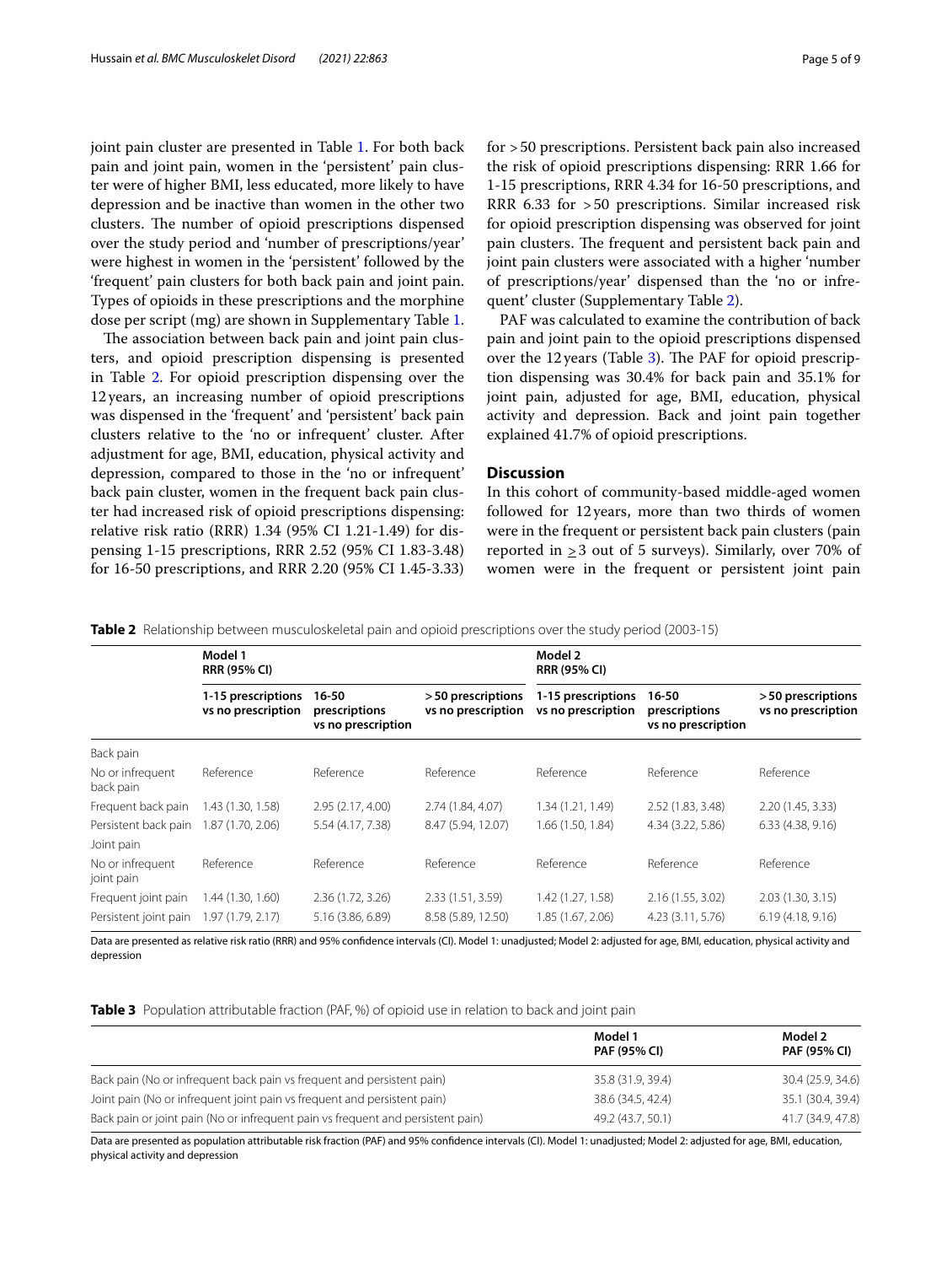joint pain cluster are presented in Table 1. For both back pain and joint pain, women in the 'persistent' pain cluster were of higher BMI, less educated, more likely to have depression and be inactive than women in the other two clusters. The number of opioid prescriptions dispensed over the study period and 'number of prescriptions/year' were highest in women in the 'persistent' followed by the 'frequent' pain clusters for both back pain and joint pain. Types of opioids in these prescriptions and the morphine dose per script (mg) are shown in Supplementary Table 1.

The association between back pain and joint pain clusters, and opioid prescription dispensing is presented in Table 2. For opioid prescription dispensing over the 12 years, an increasing number of opioid prescriptions was dispensed in the 'frequent' and 'persistent' back pain clusters relative to the 'no or infrequent' cluster. After adjustment for age, BMI, education, physical activity and depression, compared to those in the 'no or infrequent' back pain cluster, women in the frequent back pain cluster had increased risk of opioid prescriptions dispensing: relative risk ratio (RRR) 1.34 (95% CI 1.21-1.49) for dispensing 1-15 prescriptions, RRR 2.52 (95% CI 1.83-3.48) for 16-50 prescriptions, and RRR 2.20 (95% CI 1.45-3.33) for >50 prescriptions. Persistent back pain also increased the risk of opioid prescriptions dispensing: RRR 1.66 for 1-15 prescriptions, RRR 4.34 for 16-50 prescriptions, and RRR 6.33 for >50 prescriptions. Similar increased risk for opioid prescription dispensing was observed for joint pain clusters. The frequent and persistent back pain and joint pain clusters were associated with a higher 'number of prescriptions/year' dispensed than the 'no or infrequent' cluster (Supplementary Table 2).

PAF was calculated to examine the contribution of back pain and joint pain to the opioid prescriptions dispensed over the 12 years (Table 3). The PAF for opioid prescription dispensing was 30.4% for back pain and 35.1% for joint pain, adjusted for age, BMI, education, physical activity and depression. Back and joint pain together explained 41.7% of opioid prescriptions.

## Discussion

In this cohort of community-based middle-aged women followed for 12 years, more than two thirds of women were in the frequent or persistent back pain clusters (pain reported in $\geq 3$ out of 5 surveys). Similarly, over 70% of women were in the frequent or persistent joint pain

**Table 2** Relationship between musculoskeletal pain and opioid prescriptions over the study period (2003-15)

| | Model 1 RRR (95% CI) | | | Model 2 RRR (95% CI) | | |
|---|---|---|---|---|---|---|
| | 1-15 prescriptions vs no prescription | 16-50 prescriptions vs no prescription | >50 prescriptions vs no prescription | 1-15 prescriptions vs no prescription | 16-50 prescriptions vs no prescription | >50 prescriptions vs no prescription |
| Back pain | | | | | | |
| No or infrequent back pain | Reference | Reference | Reference | Reference | Reference | Reference |
| Frequent back pain | 1.43 (1.30, 1.58) | 2.95 (2.17, 4.00) | 2.74 (1.84, 4.07) | 1.34 (1.21, 1.49) | 2.52 (1.83, 3.48) | 2.20 (1.45, 3.33) |
| Persistent back pain | 1.87 (1.70, 2.06) | 5.54 (4.17, 7.38) | 8.47 (5.94, 12.07) | 1.66 (1.50, 1.84) | 4.34 (3.22, 5.86) | 6.33 (4.38, 9.16) |
| Joint pain | | | | | | |
| No or infrequent joint pain | Reference | Reference | Reference | Reference | Reference | Reference |
| Frequent joint pain | 1.44 (1.30, 1.60) | 2.36 (1.72, 3.26) | 2.33 (1.51, 3.59) | 1.42 (1.27, 1.58) | 2.16 (1.55, 3.02) | 2.03 (1.30, 3.15) |
| Persistent joint pain | 1.97 (1.79, 2.17) | 5.16 (3.86, 6.89) | 8.58 (5.89, 12.50) | 1.85 (1.67, 2.06) | 4.23 (3.11, 5.76) | 6.19 (4.18, 9.16) |

Data are presented as relative risk ratio (RRR) and 95% confidence intervals (CI). Model 1: unadjusted; Model 2: adjusted for age, BMI, education, physical activity and depression

**Table 3** Population attributable fraction (PAF, %) of opioid use in relation to back and joint pain

| | Model 1 PAF (95% CI) | Model 2 PAF (95% CI) |
|---|---|---|
| Back pain (No or infrequent back pain vs frequent and persistent pain) | 35.8 (31.9, 39.4) | 30.4 (25.9, 34.6) |
| Joint pain (No or infrequent joint pain vs frequent and persistent pain) | 38.6 (34.5, 42.4) | 35.1 (30.4, 39.4) |
| Back pain or joint pain (No or infrequent pain vs frequent and persistent pain) | 49.2 (43.7, 50.1) | 41.7 (34.9, 47.8) |

Data are presented as population attributable risk fraction (PAF) and 95% confidence intervals (CI). Model 1: unadjusted; Model 2: adjusted for age, BMI, education, physical activity and depression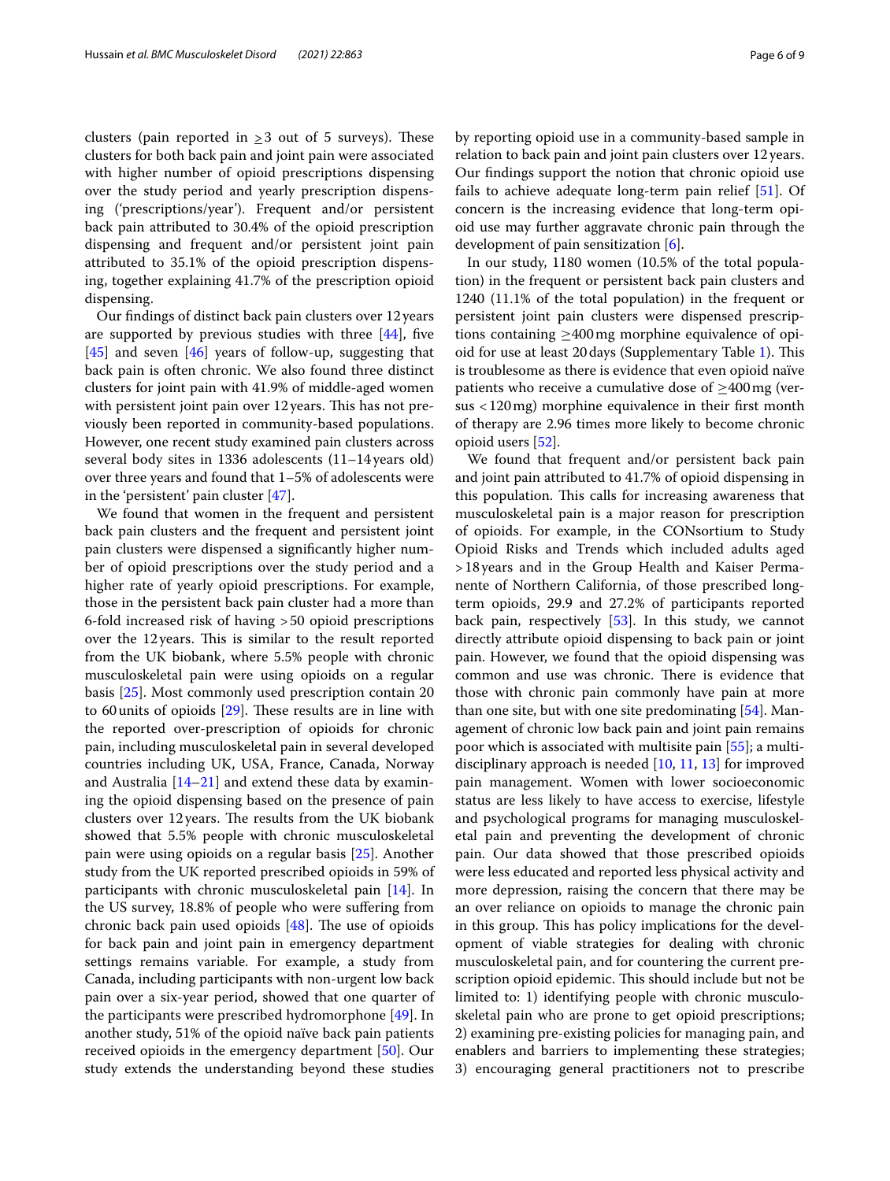clusters (pain reported in $\geq$3 out of 5 surveys). These clusters for both back pain and joint pain were associated with higher number of opioid prescriptions dispensing over the study period and yearly prescription dispensing ('prescriptions/year'). Frequent and/or persistent back pain attributed to 30.4% of the opioid prescription dispensing and frequent and/or persistent joint pain attributed to 35.1% of the opioid prescription dispensing, together explaining 41.7% of the prescription opioid dispensing.

Our findings of distinct back pain clusters over 12 years are supported by previous studies with three [44], five [45] and seven [46] years of follow-up, suggesting that back pain is often chronic. We also found three distinct clusters for joint pain with 41.9% of middle-aged women with persistent joint pain over 12 years. This has not previously been reported in community-based populations. However, one recent study examined pain clusters across several body sites in 1336 adolescents (11–14 years old) over three years and found that 1–5% of adolescents were in the 'persistent' pain cluster [47].

We found that women in the frequent and persistent back pain clusters and the frequent and persistent joint pain clusters were dispensed a significantly higher number of opioid prescriptions over the study period and a higher rate of yearly opioid prescriptions. For example, those in the persistent back pain cluster had a more than 6-fold increased risk of having >50 opioid prescriptions over the 12 years. This is similar to the result reported from the UK biobank, where 5.5% people with chronic musculoskeletal pain were using opioids on a regular basis [25]. Most commonly used prescription contain 20 to 60 units of opioids [29]. These results are in line with the reported over-prescription of opioids for chronic pain, including musculoskeletal pain in several developed countries including UK, USA, France, Canada, Norway and Australia [14–21] and extend these data by examining the opioid dispensing based on the presence of pain clusters over 12 years. The results from the UK biobank showed that 5.5% people with chronic musculoskeletal pain were using opioids on a regular basis [25]. Another study from the UK reported prescribed opioids in 59% of participants with chronic musculoskeletal pain [14]. In the US survey, 18.8% of people who were suffering from chronic back pain used opioids [48]. The use of opioids for back pain and joint pain in emergency department settings remains variable. For example, a study from Canada, including participants with non-urgent low back pain over a six-year period, showed that one quarter of the participants were prescribed hydromorphone [49]. In another study, 51% of the opioid naïve back pain patients received opioids in the emergency department [50]. Our study extends the understanding beyond these studies by reporting opioid use in a community-based sample in relation to back pain and joint pain clusters over 12 years. Our findings support the notion that chronic opioid use fails to achieve adequate long-term pain relief [51]. Of concern is the increasing evidence that long-term opioid use may further aggravate chronic pain through the development of pain sensitization [6].

In our study, 1180 women (10.5% of the total population) in the frequent or persistent back pain clusters and 1240 (11.1% of the total population) in the frequent or persistent joint pain clusters were dispensed prescriptions containing $\geq$400 mg morphine equivalence of opioid for use at least 20 days (Supplementary Table 1). This is troublesome as there is evidence that even opioid naïve patients who receive a cumulative dose of $\geq$400 mg (versus <120 mg) morphine equivalence in their first month of therapy are 2.96 times more likely to become chronic opioid users [52].

We found that frequent and/or persistent back pain and joint pain attributed to 41.7% of opioid dispensing in this population. This calls for increasing awareness that musculoskeletal pain is a major reason for prescription of opioids. For example, in the CONsortium to Study Opioid Risks and Trends which included adults aged >18 years and in the Group Health and Kaiser Permanente of Northern California, of those prescribed long-term opioids, 29.9 and 27.2% of participants reported back pain, respectively [53]. In this study, we cannot directly attribute opioid dispensing to back pain or joint pain. However, we found that the opioid dispensing was common and use was chronic. There is evidence that those with chronic pain commonly have pain at more than one site, but with one site predominating [54]. Management of chronic low back pain and joint pain remains poor which is associated with multisite pain [55]; a multidisciplinary approach is needed [10, 11, 13] for improved pain management. Women with lower socioeconomic status are less likely to have access to exercise, lifestyle and psychological programs for managing musculoskeletal pain and preventing the development of chronic pain. Our data showed that those prescribed opioids were less educated and reported less physical activity and more depression, raising the concern that there may be an over reliance on opioids to manage the chronic pain in this group. This has policy implications for the development of viable strategies for dealing with chronic musculoskeletal pain, and for countering the current prescription opioid epidemic. This should include but not be limited to: 1) identifying people with chronic musculoskeletal pain who are prone to get opioid prescriptions; 2) examining pre-existing policies for managing pain, and enablers and barriers to implementing these strategies; 3) encouraging general practitioners not to prescribe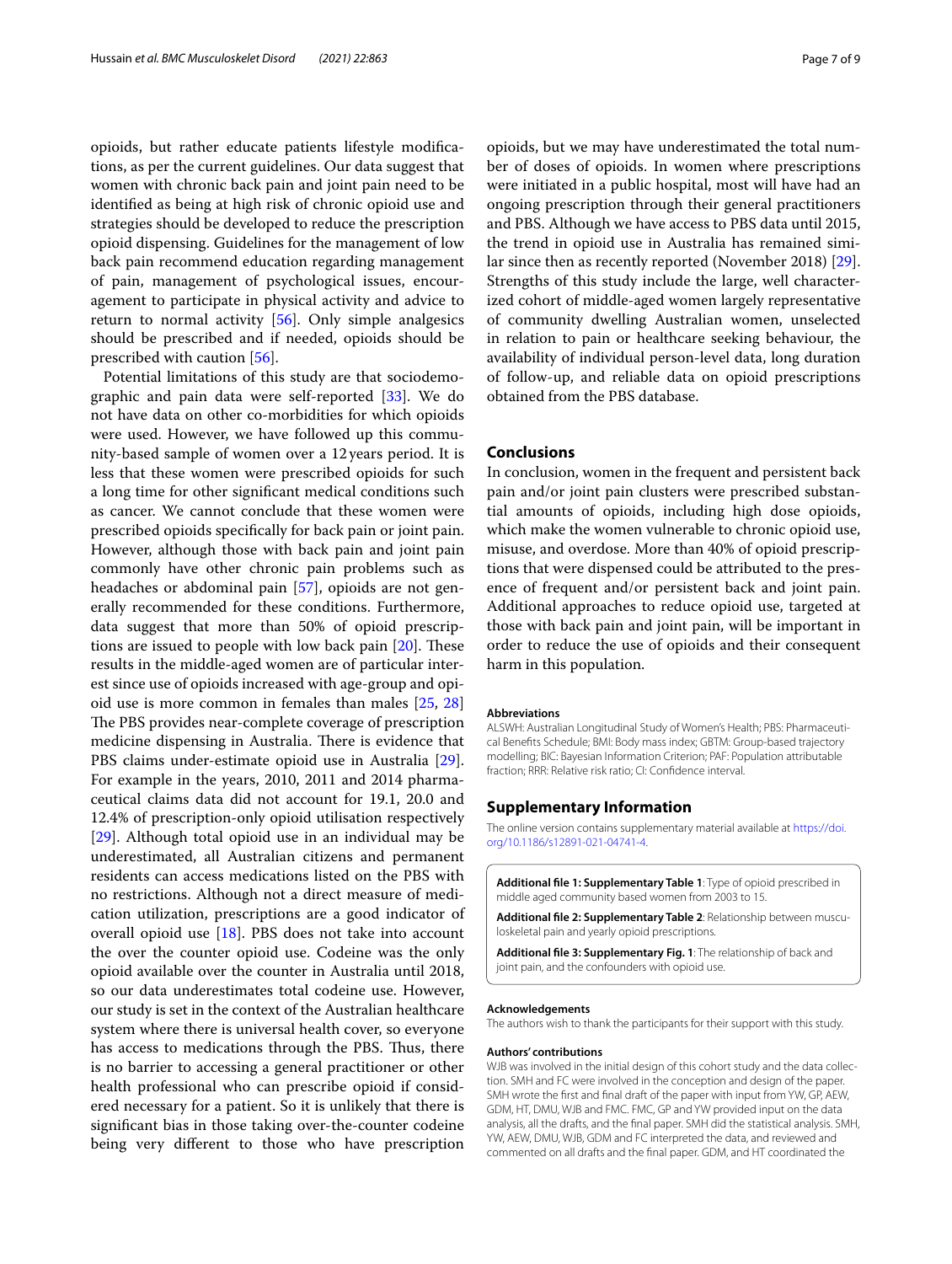opioids, but rather educate patients lifestyle modifications, as per the current guidelines. Our data suggest that women with chronic back pain and joint pain need to be identified as being at high risk of chronic opioid use and strategies should be developed to reduce the prescription opioid dispensing. Guidelines for the management of low back pain recommend education regarding management of pain, management of psychological issues, encouragement to participate in physical activity and advice to return to normal activity [56]. Only simple analgesics should be prescribed and if needed, opioids should be prescribed with caution [56].

Potential limitations of this study are that sociodemographic and pain data were self-reported [33]. We do not have data on other co-morbidities for which opioids were used. However, we have followed up this community-based sample of women over a 12 years period. It is less that these women were prescribed opioids for such a long time for other significant medical conditions such as cancer. We cannot conclude that these women were prescribed opioids specifically for back pain or joint pain. However, although those with back pain and joint pain commonly have other chronic pain problems such as headaches or abdominal pain [57], opioids are not generally recommended for these conditions. Furthermore, data suggest that more than 50% of opioid prescriptions are issued to people with low back pain [20]. These results in the middle-aged women are of particular interest since use of opioids increased with age-group and opioid use is more common in females than males [25, 28] The PBS provides near-complete coverage of prescription medicine dispensing in Australia. There is evidence that PBS claims under-estimate opioid use in Australia [29]. For example in the years, 2010, 2011 and 2014 pharmaceutical claims data did not account for 19.1, 20.0 and 12.4% of prescription-only opioid utilisation respectively [29]. Although total opioid use in an individual may be underestimated, all Australian citizens and permanent residents can access medications listed on the PBS with no restrictions. Although not a direct measure of medication utilization, prescriptions are a good indicator of overall opioid use [18]. PBS does not take into account the over the counter opioid use. Codeine was the only opioid available over the counter in Australia until 2018, so our data underestimates total codeine use. However, our study is set in the context of the Australian healthcare system where there is universal health cover, so everyone has access to medications through the PBS. Thus, there is no barrier to accessing a general practitioner or other health professional who can prescribe opioid if considered necessary for a patient. So it is unlikely that there is significant bias in those taking over-the-counter codeine being very different to those who have prescription opioids, but we may have underestimated the total number of doses of opioids. In women where prescriptions were initiated in a public hospital, most will have had an ongoing prescription through their general practitioners and PBS. Although we have access to PBS data until 2015, the trend in opioid use in Australia has remained similar since then as recently reported (November 2018) [29]. Strengths of this study include the large, well characterized cohort of middle-aged women largely representative of community dwelling Australian women, unselected in relation to pain or healthcare seeking behaviour, the availability of individual person-level data, long duration of follow-up, and reliable data on opioid prescriptions obtained from the PBS database.

## Conclusions

In conclusion, women in the frequent and persistent back pain and/or joint pain clusters were prescribed substantial amounts of opioids, including high dose opioids, which make the women vulnerable to chronic opioid use, misuse, and overdose. More than 40% of opioid prescriptions that were dispensed could be attributed to the presence of frequent and/or persistent back and joint pain. Additional approaches to reduce opioid use, targeted at those with back pain and joint pain, will be important in order to reduce the use of opioids and their consequent harm in this population.

#### Abbreviations

ALSWH: Australian Longitudinal Study of Women's Health; PBS: Pharmaceutical Benefits Schedule; BMI: Body mass index; GBTM: Group-based trajectory modelling; BIC: Bayesian Information Criterion; PAF: Population attributable fraction; RRR: Relative risk ratio; CI: Confidence interval.

## Supplementary Information

The online version contains supplementary material available at https://doi.org/10.1186/s12891-021-04741-4.

**Additional file 1: Supplementary Table 1**: Type of opioid prescribed in middle aged community based women from 2003 to 15.

**Additional file 2: Supplementary Table 2**: Relationship between musculoskeletal pain and yearly opioid prescriptions.

**Additional file 3: Supplementary Fig. 1**: The relationship of back and joint pain, and the confounders with opioid use.

#### Acknowledgements

The authors wish to thank the participants for their support with this study.

#### Authors' contributions

WJB was involved in the initial design of this cohort study and the data collection. SMH and FC were involved in the conception and design of the paper. SMH wrote the first and final draft of the paper with input from YW, GP, AEW, GDM, HT, DMU, WJB and FMC. FMC, GP and YW provided input on the data analysis, all the drafts, and the final paper. SMH did the statistical analysis. SMH, YW, AEW, DMU, WJB, GDM and FC interpreted the data, and reviewed and commented on all drafts and the final paper. GDM, and HT coordinated the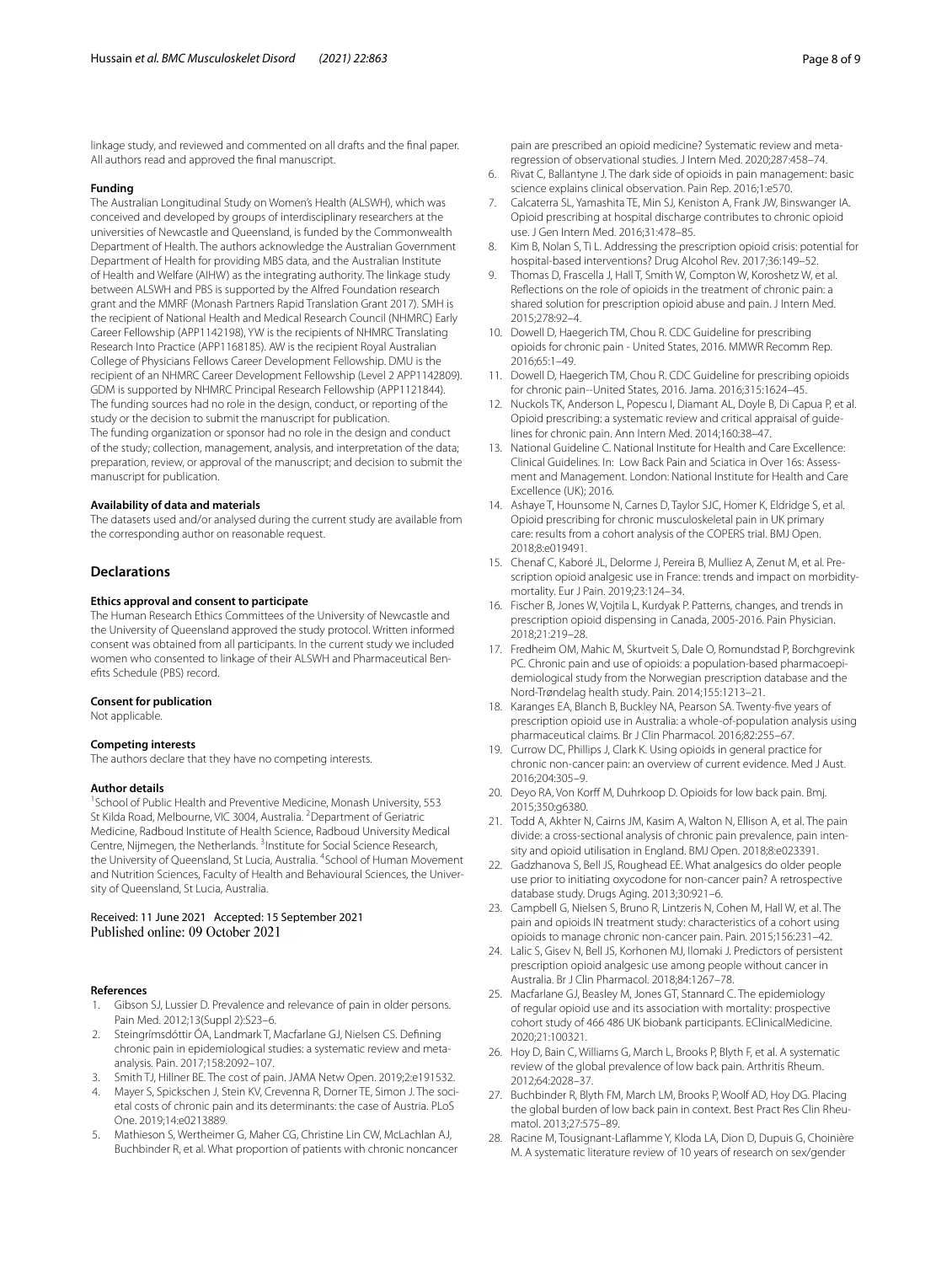linkage study, and reviewed and commented on all drafts and the final paper. All authors read and approved the final manuscript.

#### Funding

The Australian Longitudinal Study on Women's Health (ALSWH), which was conceived and developed by groups of interdisciplinary researchers at the universities of Newcastle and Queensland, is funded by the Commonwealth Department of Health. The authors acknowledge the Australian Government Department of Health for providing MBS data, and the Australian Institute of Health and Welfare (AIHW) as the integrating authority. The linkage study between ALSWH and PBS is supported by the Alfred Foundation research grant and the MMRF (Monash Partners Rapid Translation Grant 2017). SMH is the recipient of National Health and Medical Research Council (NHMRC) Early Career Fellowship (APP1142198), YW is the recipients of NHMRC Translating Research Into Practice (APP1168185). AW is the recipient Royal Australian College of Physicians Fellows Career Development Fellowship. DMU is the recipient of an NHMRC Career Development Fellowship (Level 2 APP1142809). GDM is supported by NHMRC Principal Research Fellowship (APP1121844). The funding sources had no role in the design, conduct, or reporting of the study or the decision to submit the manuscript for publication.
The funding organization or sponsor had no role in the design and conduct of the study; collection, management, analysis, and interpretation of the data; preparation, review, or approval of the manuscript; and decision to submit the manuscript for publication.

#### Availability of data and materials

The datasets used and/or analysed during the current study are available from the corresponding author on reasonable request.

## Declarations

#### Ethics approval and consent to participate

The Human Research Ethics Committees of the University of Newcastle and the University of Queensland approved the study protocol. Written informed consent was obtained from all participants. In the current study we included women who consented to linkage of their ALSWH and Pharmaceutical Benefits Schedule (PBS) record.

#### Consent for publication

Not applicable.

#### Competing interests

The authors declare that they have no competing interests.

#### Author details

[1]School of Public Health and Preventive Medicine, Monash University, 553 St Kilda Road, Melbourne, VIC 3004, Australia. [2]Department of Geriatric Medicine, Radboud Institute of Health Science, Radboud University Medical Centre, Nijmegen, the Netherlands. [3]Institute for Social Science Research, the University of Queensland, St Lucia, Australia. [4]School of Human Movement and Nutrition Sciences, Faculty of Health and Behavioural Sciences, the University of Queensland, St Lucia, Australia.

Received: 11 June 2021 Accepted: 15 September 2021
Published online: 09 October 2021

#### References

1. Gibson SJ, Lussier D. Prevalence and relevance of pain in older persons. Pain Med. 2012;13(Suppl 2):S23–6.
2. Steingrímsdóttir ÓA, Landmark T, Macfarlane GJ, Nielsen CS. Defining chronic pain in epidemiological studies: a systematic review and meta-analysis. Pain. 2017;158:2092–107.
3. Smith TJ, Hillner BE. The cost of pain. JAMA Netw Open. 2019;2:e191532.
4. Mayer S, Spickschen J, Stein KV, Crevenna R, Dorner TE, Simon J. The societal costs of chronic pain and its determinants: the case of Austria. PLoS One. 2019;14:e0213889.
5. Mathieson S, Wertheimer G, Maher CG, Christine Lin CW, McLachlan AJ, Buchbinder R, et al. What proportion of patients with chronic noncancer pain are prescribed an opioid medicine? Systematic review and meta-regression of observational studies. J Intern Med. 2020;287:458–74.
6. Rivat C, Ballantyne J. The dark side of opioids in pain management: basic science explains clinical observation. Pain Rep. 2016;1:e570.
7. Calcaterra SL, Yamashita TE, Min SJ, Keniston A, Frank JW, Binswanger IA. Opioid prescribing at hospital discharge contributes to chronic opioid use. J Gen Intern Med. 2016;31:478–85.
8. Kim B, Nolan S, Ti L. Addressing the prescription opioid crisis: potential for hospital-based interventions? Drug Alcohol Rev. 2017;36:149–52.
9. Thomas D, Frascella J, Hall T, Smith W, Compton W, Koroshetz W, et al. Reflections on the role of opioids in the treatment of chronic pain: a shared solution for prescription opioid abuse and pain. J Intern Med. 2015;278:92–4.
10. Dowell D, Haegerich TM, Chou R. CDC Guideline for prescribing opioids for chronic pain - United States, 2016. MMWR Recomm Rep. 2016;65:1–49.
11. Dowell D, Haegerich TM, Chou R. CDC Guideline for prescribing opioids for chronic pain--United States, 2016. Jama. 2016;315:1624–45.
12. Nuckols TK, Anderson L, Popescu I, Diamant AL, Doyle B, Di Capua P, et al. Opioid prescribing: a systematic review and critical appraisal of guidelines for chronic pain. Ann Intern Med. 2014;160:38–47.
13. National Guideline C. National Institute for Health and Care Excellence: Clinical Guidelines. In: Low Back Pain and Sciatica in Over 16s: Assessment and Management. London: National Institute for Health and Care Excellence (UK); 2016.
14. Ashaye T, Hounsome N, Carnes D, Taylor SJC, Homer K, Eldridge S, et al. Opioid prescribing for chronic musculoskeletal pain in UK primary care: results from a cohort analysis of the COPERS trial. BMJ Open. 2018;8:e019491.
15. Chenaf C, Kaboré JL, Delorme J, Pereira B, Mulliez A, Zenut M, et al. Prescription opioid analgesic use in France: trends and impact on morbidity-mortality. Eur J Pain. 2019;23:124–34.
16. Fischer B, Jones W, Vojtila L, Kurdyak P. Patterns, changes, and trends in prescription opioid dispensing in Canada, 2005-2016. Pain Physician. 2018;21:219–28.
17. Fredheim OM, Mahic M, Skurtveit S, Dale O, Romundstad P, Borchgrevink PC. Chronic pain and use of opioids: a population-based pharmacoepidemiological study from the Norwegian prescription database and the Nord-Trøndelag health study. Pain. 2014;155:1213–21.
18. Karanges EA, Blanch B, Buckley NA, Pearson SA. Twenty-five years of prescription opioid use in Australia: a whole-of-population analysis using pharmaceutical claims. Br J Clin Pharmacol. 2016;82:255–67.
19. Currow DC, Phillips J, Clark K. Using opioids in general practice for chronic non-cancer pain: an overview of current evidence. Med J Aust. 2016;204:305–9.
20. Deyo RA, Von Korff M, Duhrkoop D. Opioids for low back pain. Bmj. 2015;350:g6380.
21. Todd A, Akhter N, Cairns JM, Kasim A, Walton N, Ellison A, et al. The pain divide: a cross-sectional analysis of chronic pain prevalence, pain intensity and opioid utilisation in England. BMJ Open. 2018;8:e023391.
22. Gadzhanova S, Bell JS, Roughead EE. What analgesics do older people use prior to initiating oxycodone for non-cancer pain? A retrospective database study. Drugs Aging. 2013;30:921–6.
23. Campbell G, Nielsen S, Bruno R, Lintzeris N, Cohen M, Hall W, et al. The pain and opioids IN treatment study: characteristics of a cohort using opioids to manage chronic non-cancer pain. Pain. 2015;156:231–42.
24. Lalic S, Gisev N, Bell JS, Korhonen MJ, Ilomaki J. Predictors of persistent prescription opioid analgesic use among people without cancer in Australia. Br J Clin Pharmacol. 2018;84:1267–78.
25. Macfarlane GJ, Beasley M, Jones GT, Stannard C. The epidemiology of regular opioid use and its association with mortality: prospective cohort study of 466 486 UK biobank participants. EClinicalMedicine. 2020;21:100321.
26. Hoy D, Bain C, Williams G, March L, Brooks P, Blyth F, et al. A systematic review of the global prevalence of low back pain. Arthritis Rheum. 2012;64:2028–37.
27. Buchbinder R, Blyth FM, March LM, Brooks P, Woolf AD, Hoy DG. Placing the global burden of low back pain in context. Best Pract Res Clin Rheumatol. 2013;27:575–89.
28. Racine M, Tousignant-Laflamme Y, Kloda LA, Dion D, Dupuis G, Choinière M. A systematic literature review of 10 years of research on sex/gender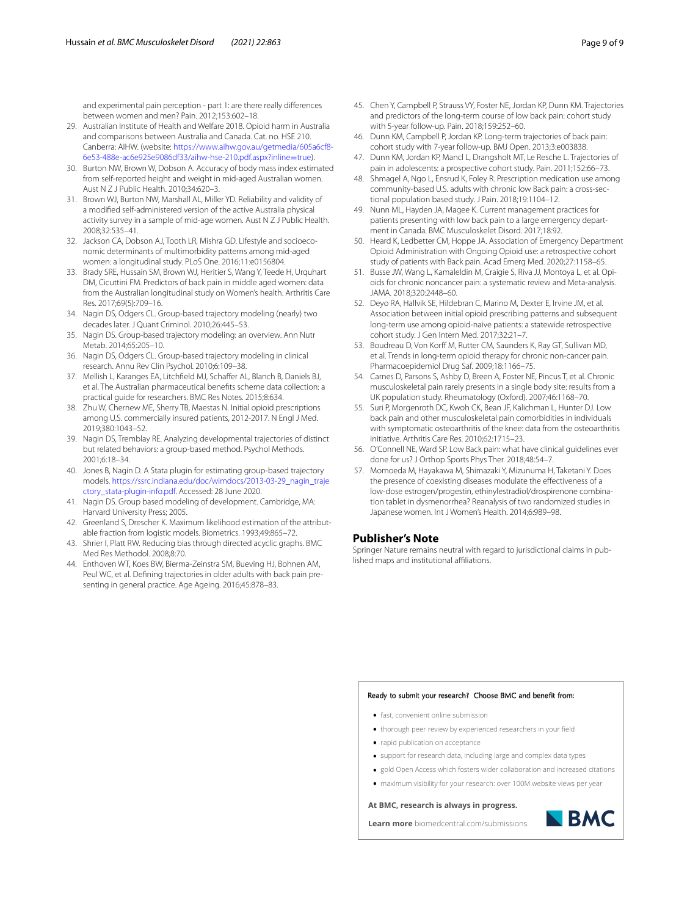and experimental pain perception - part 1: are there really differences between women and men? Pain. 2012;153:602–18.

29. Australian Institute of Health and Welfare 2018. Opioid harm in Australia and comparisons between Australia and Canada. Cat. no. HSE 210. Canberra: AIHW. (website: https://www.aihw.gov.au/getmedia/605a6cf8-6e53-488e-ac6e925e9086df33/aihw-hse-210.pdf.aspx?inline=true).
30. Burton NW, Brown W, Dobson A. Accuracy of body mass index estimated from self-reported height and weight in mid-aged Australian women. Aust N Z J Public Health. 2010;34:620–3.
31. Brown WJ, Burton NW, Marshall AL, Miller YD. Reliability and validity of a modified self-administered version of the active Australia physical activity survey in a sample of mid-age women. Aust N Z J Public Health. 2008;32:535–41.
32. Jackson CA, Dobson AJ, Tooth LR, Mishra GD. Lifestyle and socioeconomic determinants of multimorbidity patterns among mid-aged women: a longitudinal study. PLoS One. 2016;11:e0156804.
33. Brady SRE, Hussain SM, Brown WJ, Heritier S, Wang Y, Teede H, Urquhart DM, Cicuttini FM. Predictors of back pain in middle aged women: data from the Australian longitudinal study on Women's health. Arthritis Care Res. 2017;69(5):709–16.
34. Nagin DS, Odgers CL. Group-based trajectory modeling (nearly) two decades later. J Quant Criminol. 2010;26:445–53.
35. Nagin DS. Group-based trajectory modeling: an overview. Ann Nutr Metab. 2014;65:205–10.
36. Nagin DS, Odgers CL. Group-based trajectory modeling in clinical research. Annu Rev Clin Psychol. 2010;6:109–38.
37. Mellish L, Karanges EA, Litchfield MJ, Schaffer AL, Blanch B, Daniels BJ, et al. The Australian pharmaceutical benefits scheme data collection: a practical guide for researchers. BMC Res Notes. 2015;8:634.
38. Zhu W, Chernew ME, Sherry TB, Maestas N. Initial opioid prescriptions among U.S. commercially insured patients, 2012-2017. N Engl J Med. 2019;380:1043–52.
39. Nagin DS, Tremblay RE. Analyzing developmental trajectories of distinct but related behaviors: a group-based method. Psychol Methods. 2001;6:18–34.
40. Jones B, Nagin D. A Stata plugin for estimating group-based trajectory models. https://ssrc.indiana.edu/doc/wimdocs/2013-03-29_nagin_trajectory_stata-plugin-info.pdf. Accessed: 28 June 2020.
41. Nagin DS. Group based modeling of development. Cambridge, MA: Harvard University Press; 2005.
42. Greenland S, Drescher K. Maximum likelihood estimation of the attributable fraction from logistic models. Biometrics. 1993;49:865–72.
43. Shrier I, Platt RW. Reducing bias through directed acyclic graphs. BMC Med Res Methodol. 2008;8:70.
44. Enthoven WT, Koes BW, Bierma-Zeinstra SM, Bueving HJ, Bohnen AM, Peul WC, et al. Defining trajectories in older adults with back pain presenting in general practice. Age Ageing. 2016;45:878–83.
45. Chen Y, Campbell P, Strauss VY, Foster NE, Jordan KP, Dunn KM. Trajectories and predictors of the long-term course of low back pain: cohort study with 5-year follow-up. Pain. 2018;159:252–60.
46. Dunn KM, Campbell P, Jordan KP. Long-term trajectories of back pain: cohort study with 7-year follow-up. BMJ Open. 2013;3:e003838.
47. Dunn KM, Jordan KP, Mancl L, Drangsholt MT, Le Resche L. Trajectories of pain in adolescents: a prospective cohort study. Pain. 2011;152:66–73.
48. Shmagel A, Ngo L, Ensrud K, Foley R. Prescription medication use among community-based U.S. adults with chronic low Back pain: a cross-sectional population based study. J Pain. 2018;19:1104–12.
49. Nunn ML, Hayden JA, Magee K. Current management practices for patients presenting with low back pain to a large emergency department in Canada. BMC Musculoskelet Disord. 2017;18:92.
50. Heard K, Ledbetter CM, Hoppe JA. Association of Emergency Department Opioid Administration with Ongoing Opioid use: a retrospective cohort study of patients with Back pain. Acad Emerg Med. 2020;27:1158–65.
51. Busse JW, Wang L, Kamaleldin M, Craigie S, Riva JJ, Montoya L, et al. Opioids for chronic noncancer pain: a systematic review and Meta-analysis. JAMA. 2018;320:2448–60.
52. Deyo RA, Hallvik SE, Hildebran C, Marino M, Dexter E, Irvine JM, et al. Association between initial opioid prescribing patterns and subsequent long-term use among opioid-naive patients: a statewide retrospective cohort study. J Gen Intern Med. 2017;32:21–7.
53. Boudreau D, Von Korff M, Rutter CM, Saunders K, Ray GT, Sullivan MD, et al. Trends in long-term opioid therapy for chronic non-cancer pain. Pharmacoepidemiol Drug Saf. 2009;18:1166–75.
54. Carnes D, Parsons S, Ashby D, Breen A, Foster NE, Pincus T, et al. Chronic musculoskeletal pain rarely presents in a single body site: results from a UK population study. Rheumatology (Oxford). 2007;46:1168–70.
55. Suri P, Morgenroth DC, Kwoh CK, Bean JF, Kalichman L, Hunter DJ. Low back pain and other musculoskeletal pain comorbidities in individuals with symptomatic osteoarthritis of the knee: data from the osteoarthritis initiative. Arthritis Care Res. 2010;62:1715–23.
56. O'Connell NE, Ward SP. Low Back pain: what have clinical guidelines ever done for us? J Orthop Sports Phys Ther. 2018;48:54–7.
57. Momoeda M, Hayakawa M, Shimazaki Y, Mizunuma H, Taketani Y. Does the presence of coexisting diseases modulate the effectiveness of a low-dose estrogen/progestin, ethinylestradiol/drospirenone combination tablet in dysmenorrhea? Reanalysis of two randomized studies in Japanese women. Int J Women's Health. 2014;6:989–98.

## Publisher's Note

Springer Nature remains neutral with regard to jurisdictional claims in published maps and institutional affiliations.

Ready to submit your research? Choose BMC and benefit from:

- fast, convenient online submission
- thorough peer review by experienced researchers in your field
- rapid publication on acceptance
- support for research data, including large and complex data types
- gold Open Access which fosters wider collaboration and increased citations
- maximum visibility for your research: over 100M website views per year

**At BMC, research is always in progress.**

**Learn more** biomedcentral.com/submissions

BMC